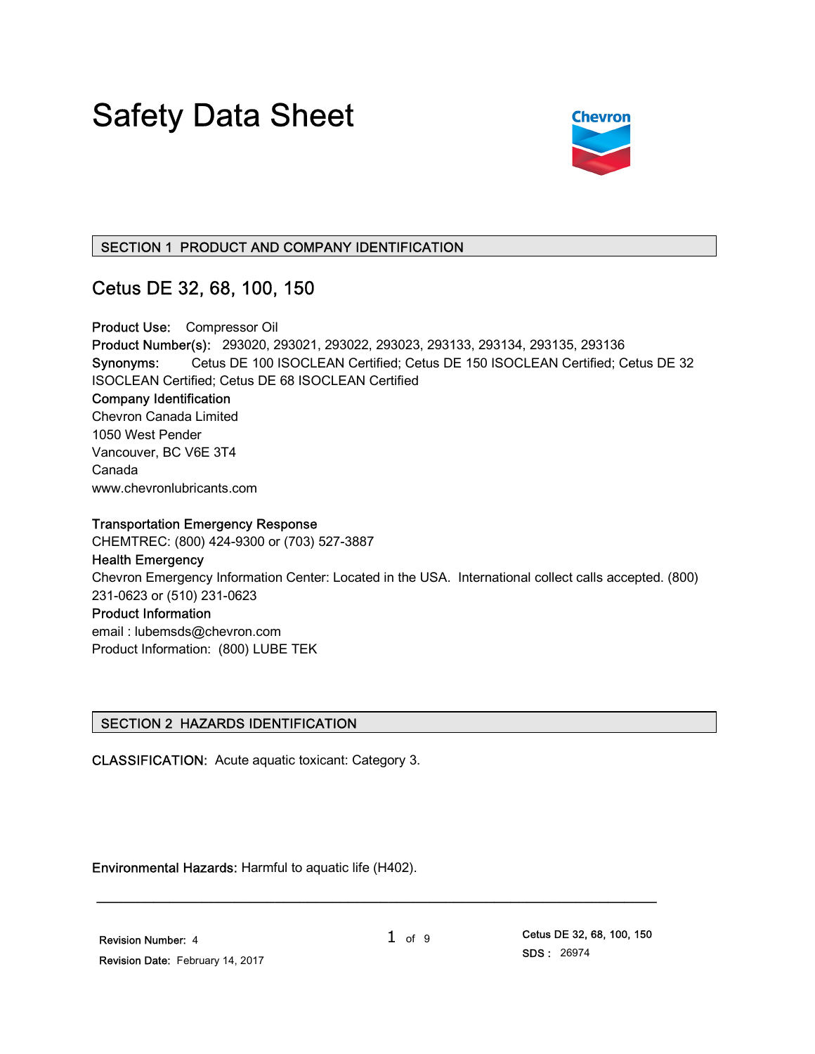# Safety Data Sheet

## SECTION 1 PRODUCT AND COMPANY IDENTIFICATION

### Cetus DE 32, 68, 100, 150

**Product Use:** Compressor Oil
**Product Number(s):** 293020, 293021, 293022, 293023, 293133, 293134, 293135, 293136
**Synonyms:** Cetus DE 100 ISOCLEAN Certified; Cetus DE 150 ISOCLEAN Certified; Cetus DE 32 ISOCLEAN Certified; Cetus DE 68 ISOCLEAN Certified

**Company Identification**
Chevron Canada Limited
1050 West Pender
Vancouver, BC V6E 3T4
Canada
www.chevronlubricants.com

**Transportation Emergency Response**
CHEMTREC: (800) 424-9300 or (703) 527-3887
**Health Emergency**
Chevron Emergency Information Center: Located in the USA. International collect calls accepted. (800) 231-0623 or (510) 231-0623
**Product Information**
email : lubemsds@chevron.com
Product Information: (800) LUBE TEK

## SECTION 2 HAZARDS IDENTIFICATION

**CLASSIFICATION:** Acute aquatic toxicant: Category 3.

**Environmental Hazards:** Harmful to aquatic life (H402).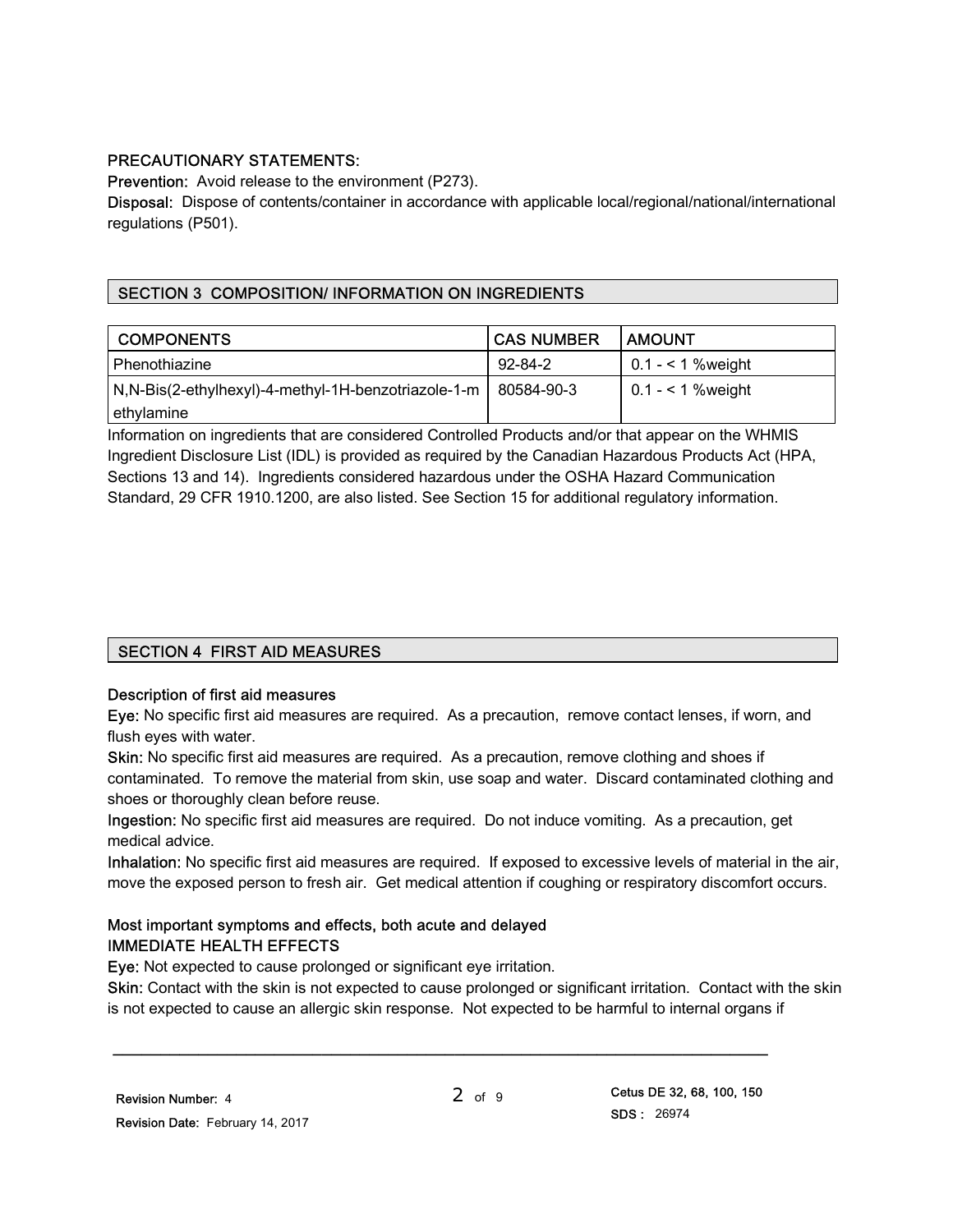**PRECAUTIONARY STATEMENTS:**

**Prevention:** Avoid release to the environment (P273).

**Disposal:** Dispose of contents/container in accordance with applicable local/regional/national/international regulations (P501).

## SECTION 3 COMPOSITION/ INFORMATION ON INGREDIENTS

| COMPONENTS | CAS NUMBER | AMOUNT |
|---|---|---|
| Phenothiazine | 92-84-2 | 0.1 - < 1 %weight |
| N,N-Bis(2-ethylhexyl)-4-methyl-1H-benzotriazole-1-methylamine | 80584-90-3 | 0.1 - < 1 %weight |

Information on ingredients that are considered Controlled Products and/or that appear on the WHMIS Ingredient Disclosure List (IDL) is provided as required by the Canadian Hazardous Products Act (HPA, Sections 13 and 14). Ingredients considered hazardous under the OSHA Hazard Communication Standard, 29 CFR 1910.1200, are also listed. See Section 15 for additional regulatory information.

## SECTION 4 FIRST AID MEASURES

**Description of first aid measures**

**Eye:** No specific first aid measures are required. As a precaution, remove contact lenses, if worn, and flush eyes with water.

**Skin:** No specific first aid measures are required. As a precaution, remove clothing and shoes if contaminated. To remove the material from skin, use soap and water. Discard contaminated clothing and shoes or thoroughly clean before reuse.

**Ingestion:** No specific first aid measures are required. Do not induce vomiting. As a precaution, get medical advice.

**Inhalation:** No specific first aid measures are required. If exposed to excessive levels of material in the air, move the exposed person to fresh air. Get medical attention if coughing or respiratory discomfort occurs.

**Most important symptoms and effects, both acute and delayed**

IMMEDIATE HEALTH EFFECTS

**Eye:** Not expected to cause prolonged or significant eye irritation.

**Skin:** Contact with the skin is not expected to cause prolonged or significant irritation. Contact with the skin is not expected to cause an allergic skin response. Not expected to be harmful to internal organs if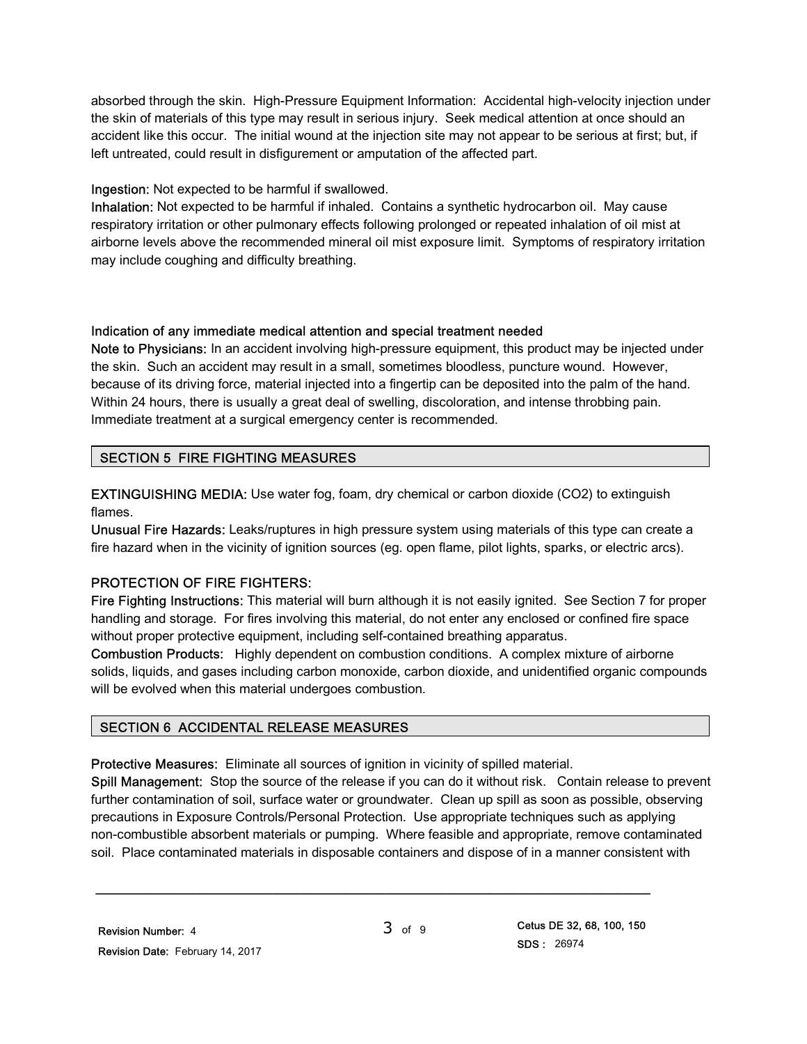absorbed through the skin. High-Pressure Equipment Information: Accidental high-velocity injection under the skin of materials of this type may result in serious injury. Seek medical attention at once should an accident like this occur. The initial wound at the injection site may not appear to be serious at first; but, if left untreated, could result in disfigurement or amputation of the affected part.

**Ingestion:** Not expected to be harmful if swallowed.

**Inhalation:** Not expected to be harmful if inhaled. Contains a synthetic hydrocarbon oil. May cause respiratory irritation or other pulmonary effects following prolonged or repeated inhalation of oil mist at airborne levels above the recommended mineral oil mist exposure limit. Symptoms of respiratory irritation may include coughing and difficulty breathing.

**Indication of any immediate medical attention and special treatment needed**

**Note to Physicians:** In an accident involving high-pressure equipment, this product may be injected under the skin. Such an accident may result in a small, sometimes bloodless, puncture wound. However, because of its driving force, material injected into a fingertip can be deposited into the palm of the hand. Within 24 hours, there is usually a great deal of swelling, discoloration, and intense throbbing pain. Immediate treatment at a surgical emergency center is recommended.

## SECTION 5 FIRE FIGHTING MEASURES

**EXTINGUISHING MEDIA:** Use water fog, foam, dry chemical or carbon dioxide ($CO_2$) to extinguish flames.

**Unusual Fire Hazards:** Leaks/ruptures in high pressure system using materials of this type can create a fire hazard when in the vicinity of ignition sources (eg. open flame, pilot lights, sparks, or electric arcs).

**PROTECTION OF FIRE FIGHTERS:**

**Fire Fighting Instructions:** This material will burn although it is not easily ignited. See Section 7 for proper handling and storage. For fires involving this material, do not enter any enclosed or confined fire space without proper protective equipment, including self-contained breathing apparatus.

**Combustion Products:** Highly dependent on combustion conditions. A complex mixture of airborne solids, liquids, and gases including carbon monoxide, carbon dioxide, and unidentified organic compounds will be evolved when this material undergoes combustion.

## SECTION 6 ACCIDENTAL RELEASE MEASURES

**Protective Measures:** Eliminate all sources of ignition in vicinity of spilled material.

**Spill Management:** Stop the source of the release if you can do it without risk. Contain release to prevent further contamination of soil, surface water or groundwater. Clean up spill as soon as possible, observing precautions in Exposure Controls/Personal Protection. Use appropriate techniques such as applying non-combustible absorbent materials or pumping. Where feasible and appropriate, remove contaminated soil. Place contaminated materials in disposable containers and dispose of in a manner consistent with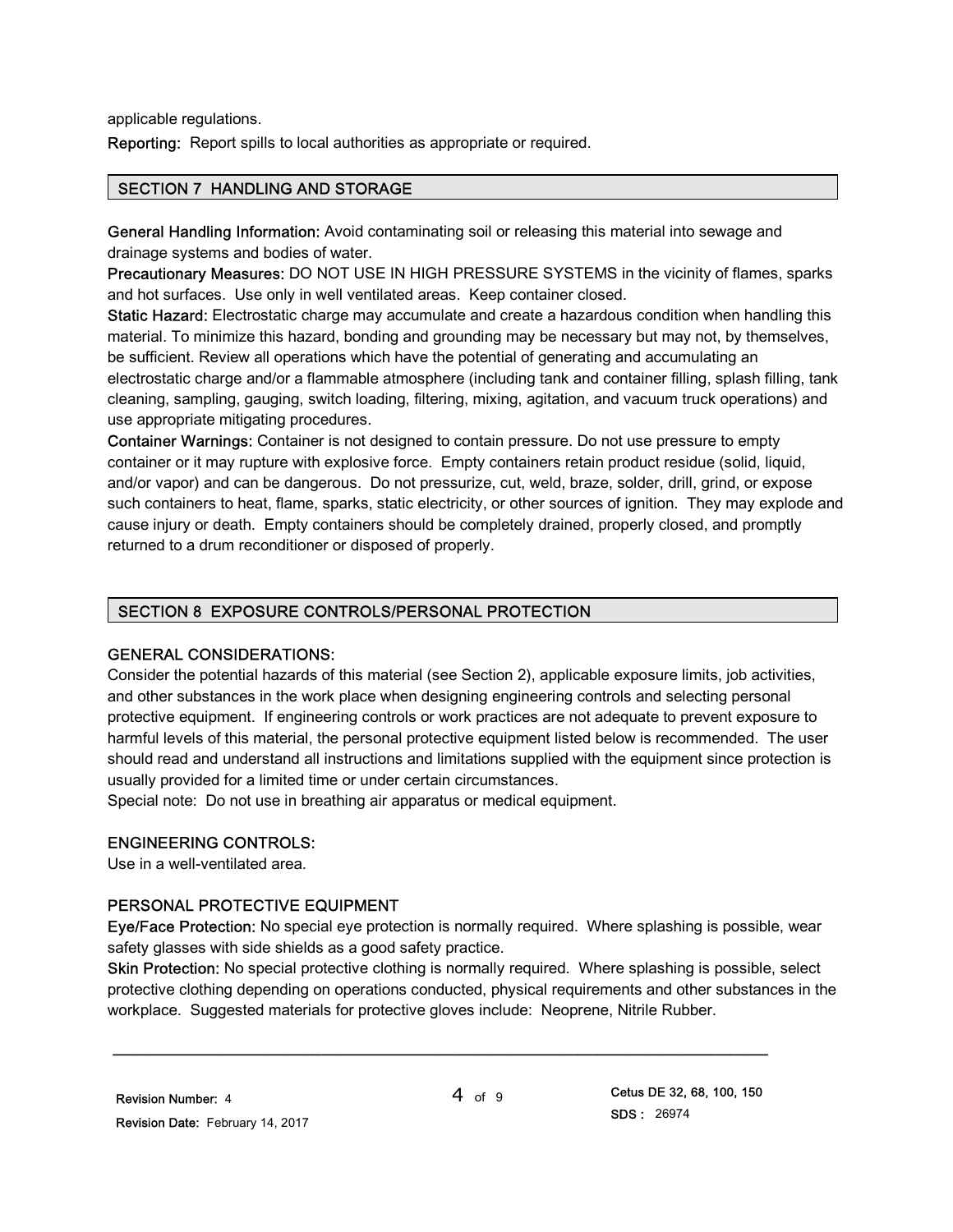applicable regulations.

**Reporting:** Report spills to local authorities as appropriate or required.

## SECTION 7 HANDLING AND STORAGE

**General Handling Information:** Avoid contaminating soil or releasing this material into sewage and drainage systems and bodies of water.

**Precautionary Measures:** DO NOT USE IN HIGH PRESSURE SYSTEMS in the vicinity of flames, sparks and hot surfaces. Use only in well ventilated areas. Keep container closed.

**Static Hazard:** Electrostatic charge may accumulate and create a hazardous condition when handling this material. To minimize this hazard, bonding and grounding may be necessary but may not, by themselves, be sufficient. Review all operations which have the potential of generating and accumulating an electrostatic charge and/or a flammable atmosphere (including tank and container filling, splash filling, tank cleaning, sampling, gauging, switch loading, filtering, mixing, agitation, and vacuum truck operations) and use appropriate mitigating procedures.

**Container Warnings:** Container is not designed to contain pressure. Do not use pressure to empty container or it may rupture with explosive force. Empty containers retain product residue (solid, liquid, and/or vapor) and can be dangerous. Do not pressurize, cut, weld, braze, solder, drill, grind, or expose such containers to heat, flame, sparks, static electricity, or other sources of ignition. They may explode and cause injury or death. Empty containers should be completely drained, properly closed, and promptly returned to a drum reconditioner or disposed of properly.

## SECTION 8 EXPOSURE CONTROLS/PERSONAL PROTECTION

### GENERAL CONSIDERATIONS:

Consider the potential hazards of this material (see Section 2), applicable exposure limits, job activities, and other substances in the work place when designing engineering controls and selecting personal protective equipment. If engineering controls or work practices are not adequate to prevent exposure to harmful levels of this material, the personal protective equipment listed below is recommended. The user should read and understand all instructions and limitations supplied with the equipment since protection is usually provided for a limited time or under certain circumstances.

Special note: Do not use in breathing air apparatus or medical equipment.

### ENGINEERING CONTROLS:

Use in a well-ventilated area.

### PERSONAL PROTECTIVE EQUIPMENT

**Eye/Face Protection:** No special eye protection is normally required. Where splashing is possible, wear safety glasses with side shields as a good safety practice.

**Skin Protection:** No special protective clothing is normally required. Where splashing is possible, select protective clothing depending on operations conducted, physical requirements and other substances in the workplace. Suggested materials for protective gloves include: Neoprene, Nitrile Rubber.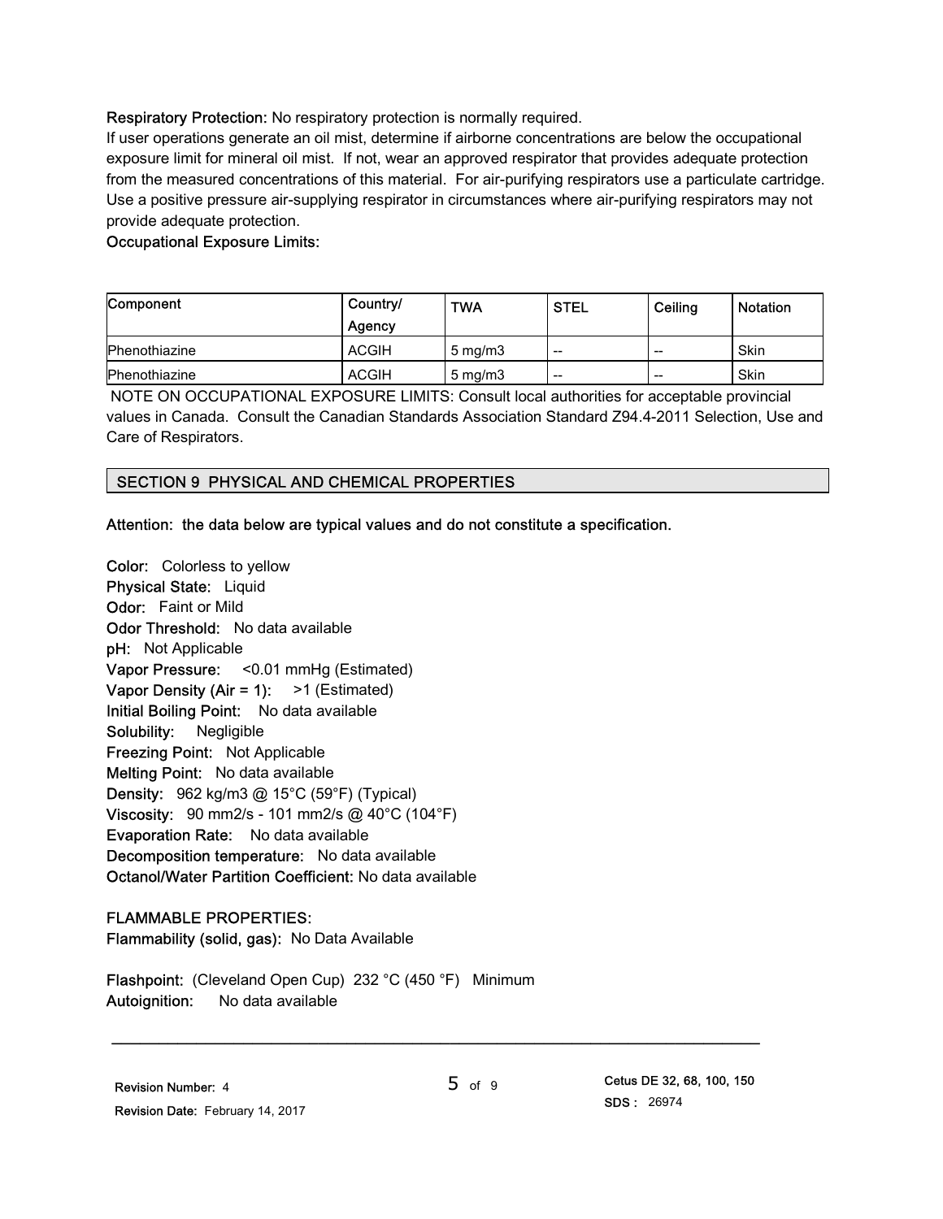**Respiratory Protection:** No respiratory protection is normally required.
If user operations generate an oil mist, determine if airborne concentrations are below the occupational exposure limit for mineral oil mist. If not, wear an approved respirator that provides adequate protection from the measured concentrations of this material. For air-purifying respirators use a particulate cartridge. Use a positive pressure air-supplying respirator in circumstances where air-purifying respirators may not provide adequate protection.

**Occupational Exposure Limits:**

| Component | Country/ Agency | TWA | STEL | Ceiling | Notation |
|---|---|---|---|---|---|
| Phenothiazine | ACGIH | 5 mg/m3 | -- | -- | Skin |
| Phenothiazine | ACGIH | 5 mg/m3 | -- | -- | Skin |

NOTE ON OCCUPATIONAL EXPOSURE LIMITS: Consult local authorities for acceptable provincial values in Canada. Consult the Canadian Standards Association Standard Z94.4-2011 Selection, Use and Care of Respirators.

## SECTION 9 PHYSICAL AND CHEMICAL PROPERTIES

**Attention: the data below are typical values and do not constitute a specification.**

**Color:** Colorless to yellow
**Physical State:** Liquid
**Odor:** Faint or Mild
**Odor Threshold:** No data available
**pH:** Not Applicable
**Vapor Pressure:** <0.01 mmHg (Estimated)
**Vapor Density (Air = 1):** >1 (Estimated)
**Initial Boiling Point:** No data available
**Solubility:** Negligible
**Freezing Point:** Not Applicable
**Melting Point:** No data available
**Density:** 962 kg/m3 @ 15°C (59°F) (Typical)
**Viscosity:** 90 mm2/s - 101 mm2/s @ 40°C (104°F)
**Evaporation Rate:** No data available
**Decomposition temperature:** No data available
**Octanol/Water Partition Coefficient:** No data available

**FLAMMABLE PROPERTIES:**
**Flammability (solid, gas):** No Data Available

**Flashpoint:** (Cleveland Open Cup) 232 °C (450 °F) Minimum
**Autoignition:** No data available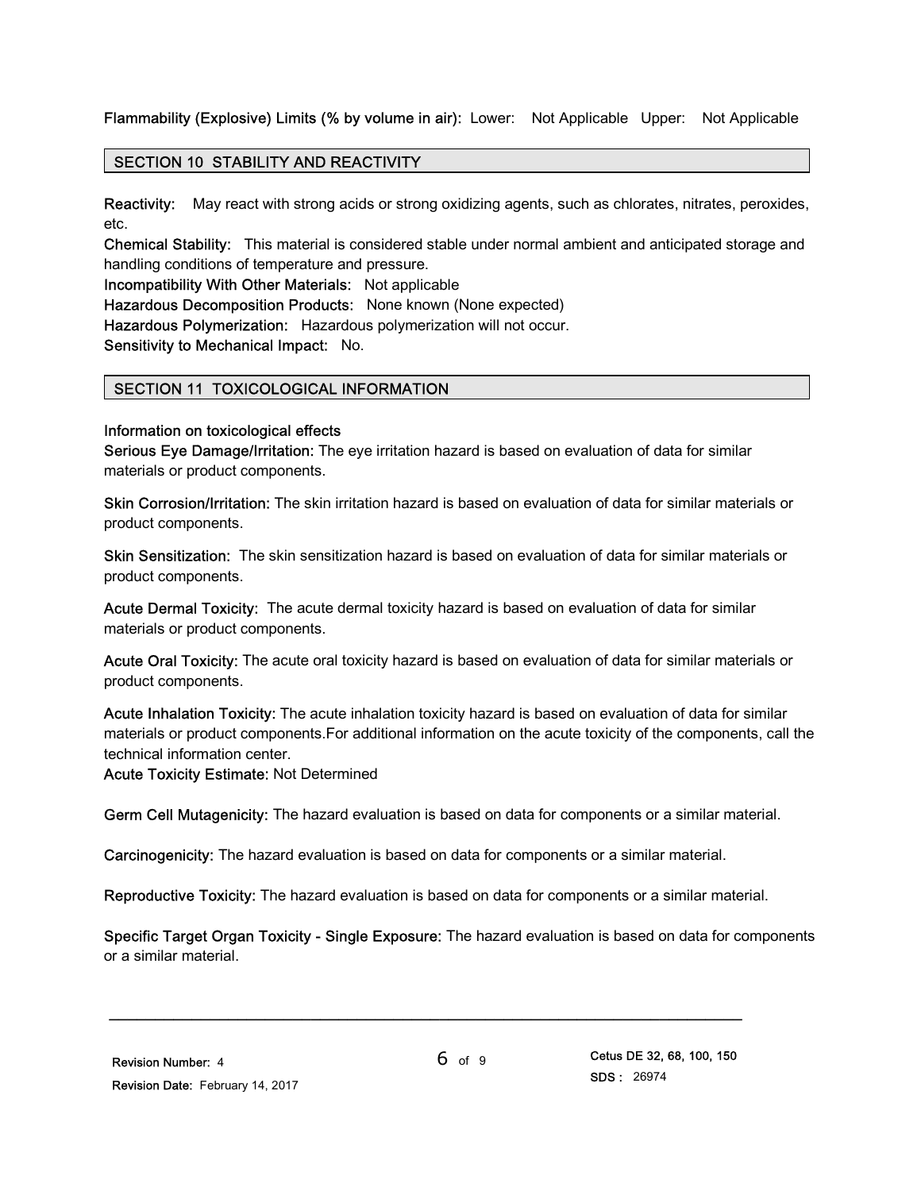**Flammability (Explosive) Limits (% by volume in air):** Lower: Not Applicable Upper: Not Applicable

## SECTION 10 STABILITY AND REACTIVITY

**Reactivity:** May react with strong acids or strong oxidizing agents, such as chlorates, nitrates, peroxides, etc.

**Chemical Stability:** This material is considered stable under normal ambient and anticipated storage and handling conditions of temperature and pressure.

**Incompatibility With Other Materials:** Not applicable

**Hazardous Decomposition Products:** None known (None expected)

**Hazardous Polymerization:** Hazardous polymerization will not occur.

**Sensitivity to Mechanical Impact:** No.

## SECTION 11 TOXICOLOGICAL INFORMATION

**Information on toxicological effects**

**Serious Eye Damage/Irritation:** The eye irritation hazard is based on evaluation of data for similar materials or product components.

**Skin Corrosion/Irritation:** The skin irritation hazard is based on evaluation of data for similar materials or product components.

**Skin Sensitization:** The skin sensitization hazard is based on evaluation of data for similar materials or product components.

**Acute Dermal Toxicity:** The acute dermal toxicity hazard is based on evaluation of data for similar materials or product components.

**Acute Oral Toxicity:** The acute oral toxicity hazard is based on evaluation of data for similar materials or product components.

**Acute Inhalation Toxicity:** The acute inhalation toxicity hazard is based on evaluation of data for similar materials or product components.For additional information on the acute toxicity of the components, call the technical information center.

**Acute Toxicity Estimate:** Not Determined

**Germ Cell Mutagenicity:** The hazard evaluation is based on data for components or a similar material.

**Carcinogenicity:** The hazard evaluation is based on data for components or a similar material.

**Reproductive Toxicity:** The hazard evaluation is based on data for components or a similar material.

**Specific Target Organ Toxicity - Single Exposure:** The hazard evaluation is based on data for components or a similar material.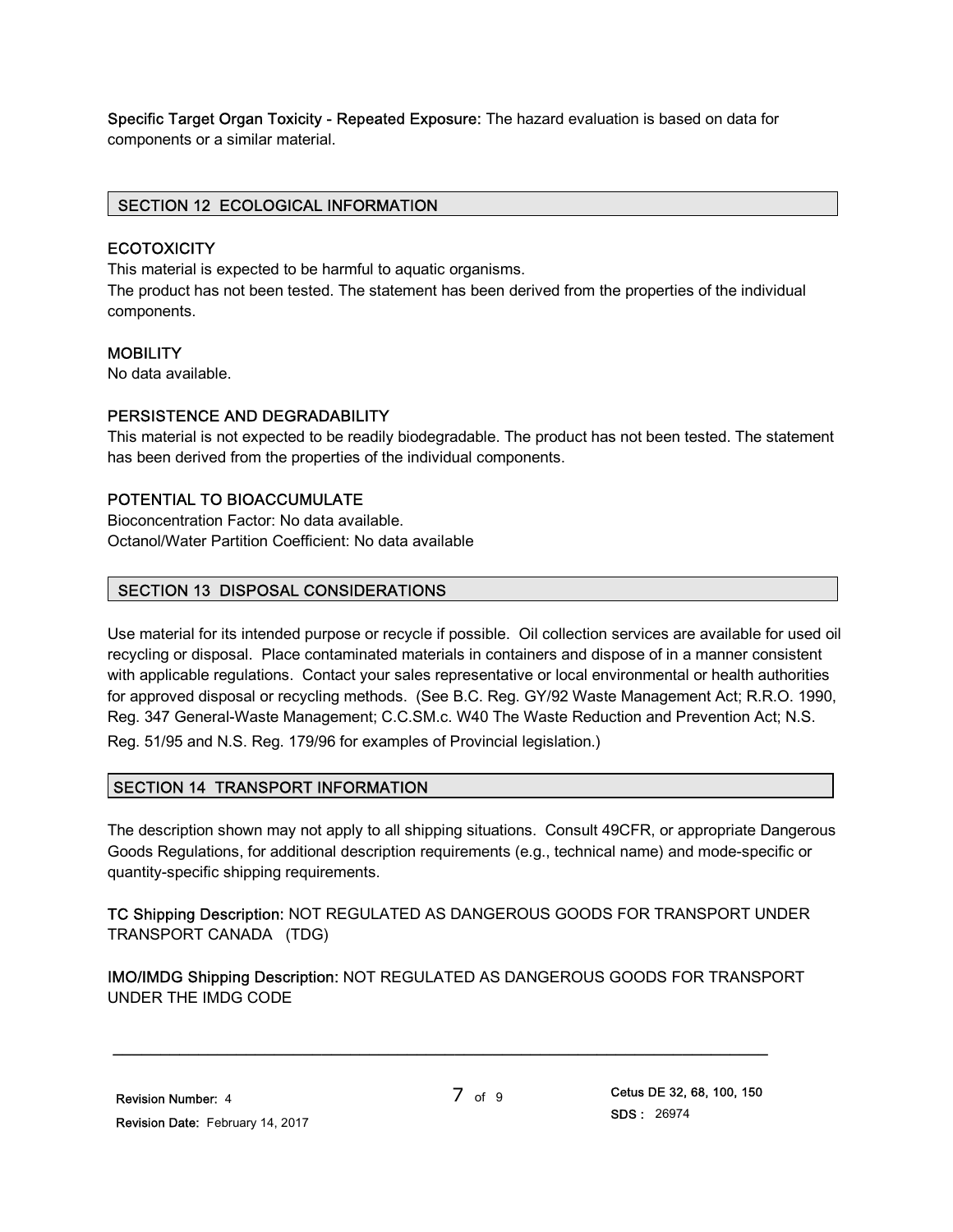**Specific Target Organ Toxicity - Repeated Exposure:** The hazard evaluation is based on data for components or a similar material.

## SECTION 12 ECOLOGICAL INFORMATION

### ECOTOXICITY

This material is expected to be harmful to aquatic organisms.
The product has not been tested. The statement has been derived from the properties of the individual components.

### MOBILITY

No data available.

### PERSISTENCE AND DEGRADABILITY

This material is not expected to be readily biodegradable. The product has not been tested. The statement has been derived from the properties of the individual components.

### POTENTIAL TO BIOACCUMULATE

Bioconcentration Factor: No data available.
Octanol/Water Partition Coefficient: No data available

## SECTION 13 DISPOSAL CONSIDERATIONS

Use material for its intended purpose or recycle if possible. Oil collection services are available for used oil recycling or disposal. Place contaminated materials in containers and dispose of in a manner consistent with applicable regulations. Contact your sales representative or local environmental or health authorities for approved disposal or recycling methods. (See B.C. Reg. GY/92 Waste Management Act; R.R.O. 1990, Reg. 347 General-Waste Management; C.C.SM.c. W40 The Waste Reduction and Prevention Act; N.S. Reg. 51/95 and N.S. Reg. 179/96 for examples of Provincial legislation.)

## SECTION 14 TRANSPORT INFORMATION

The description shown may not apply to all shipping situations. Consult 49CFR, or appropriate Dangerous Goods Regulations, for additional description requirements (e.g., technical name) and mode-specific or quantity-specific shipping requirements.

**TC Shipping Description:** NOT REGULATED AS DANGEROUS GOODS FOR TRANSPORT UNDER TRANSPORT CANADA (TDG)

**IMO/IMDG Shipping Description:** NOT REGULATED AS DANGEROUS GOODS FOR TRANSPORT UNDER THE IMDG CODE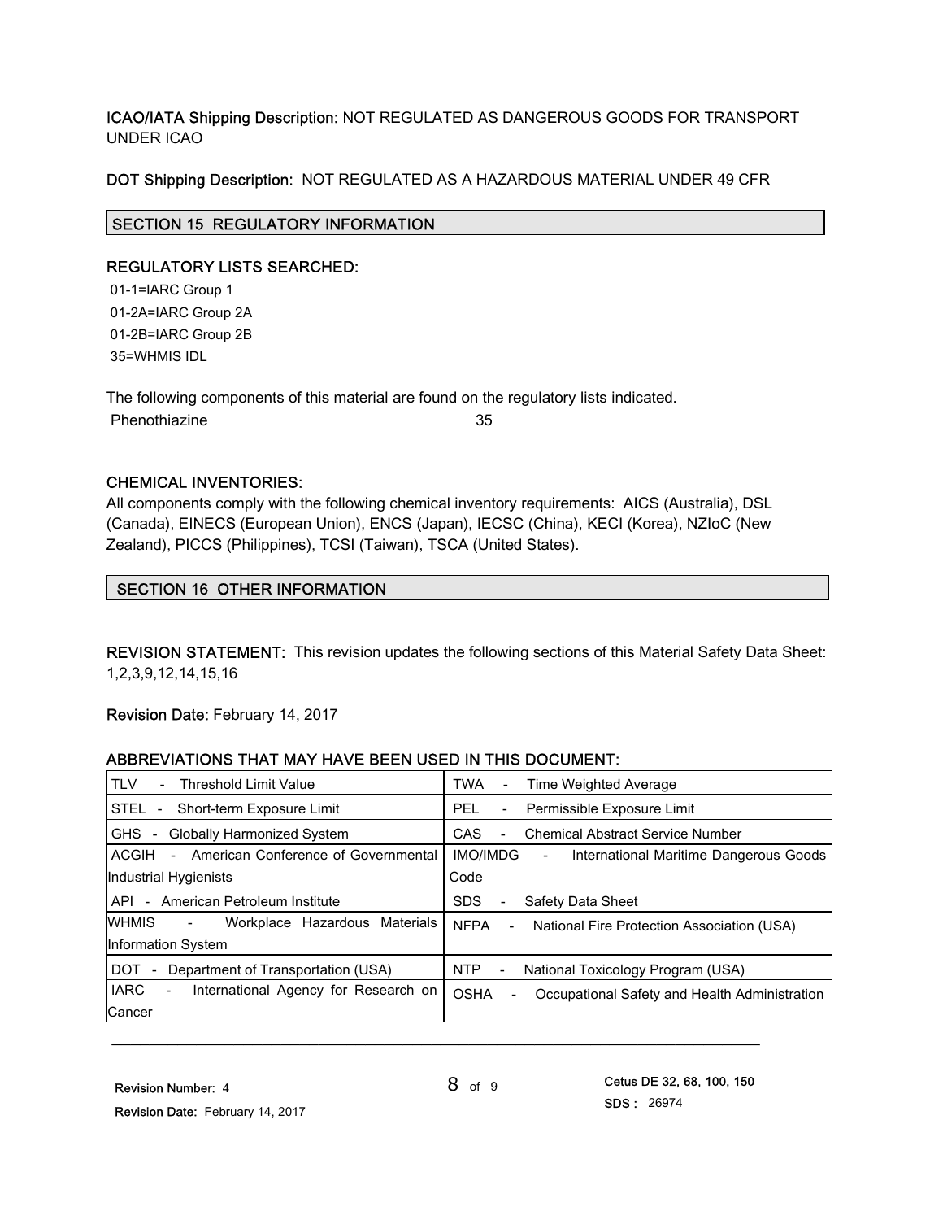**ICAO/IATA Shipping Description:** NOT REGULATED AS DANGEROUS GOODS FOR TRANSPORT UNDER ICAO

**DOT Shipping Description:** NOT REGULATED AS A HAZARDOUS MATERIAL UNDER 49 CFR

## SECTION 15 REGULATORY INFORMATION

**REGULATORY LISTS SEARCHED:**

01-1=IARC Group 1
01-2A=IARC Group 2A
01-2B=IARC Group 2B
35=WHMIS IDL

The following components of this material are found on the regulatory lists indicated.

| Phenothiazine | 35 |
|---|---|

**CHEMICAL INVENTORIES:**

All components comply with the following chemical inventory requirements: AICS (Australia), DSL (Canada), EINECS (European Union), ENCS (Japan), IECSC (China), KECI (Korea), NZIoC (New Zealand), PICCS (Philippines), TCSI (Taiwan), TSCA (United States).

## SECTION 16 OTHER INFORMATION

**REVISION STATEMENT:** This revision updates the following sections of this Material Safety Data Sheet: 1,2,3,9,12,14,15,16

**Revision Date:** February 14, 2017

**ABBREVIATIONS THAT MAY HAVE BEEN USED IN THIS DOCUMENT:**

| | |
|---|---|
| TLV - Threshold Limit Value | TWA - Time Weighted Average |
| STEL - Short-term Exposure Limit | PEL - Permissible Exposure Limit |
| GHS - Globally Harmonized System | CAS - Chemical Abstract Service Number |
| ACGIH - American Conference of Governmental Industrial Hygienists | IMO/IMDG - International Maritime Dangerous Goods Code |
| API - American Petroleum Institute | SDS - Safety Data Sheet |
| WHMIS - Workplace Hazardous Materials Information System | NFPA - National Fire Protection Association (USA) |
| DOT - Department of Transportation (USA) | NTP - National Toxicology Program (USA) |
| IARC - International Agency for Research on Cancer | OSHA - Occupational Safety and Health Administration |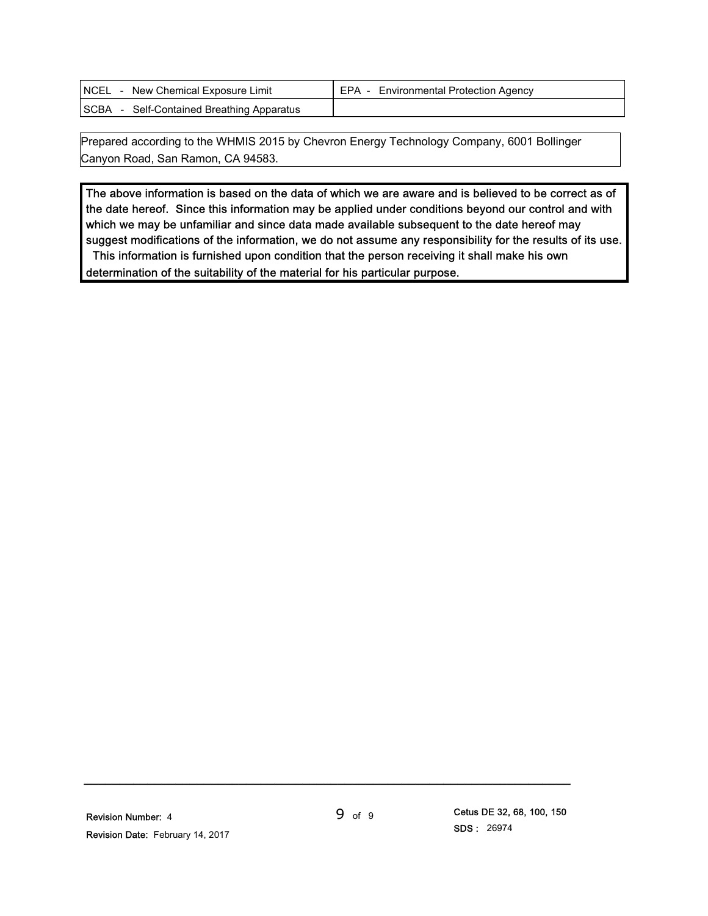| | |
|---|---|
| NCEL - New Chemical Exposure Limit | EPA - Environmental Protection Agency |
| SCBA - Self-Contained Breathing Apparatus | |

Prepared according to the WHMIS 2015 by Chevron Energy Technology Company, 6001 Bollinger Canyon Road, San Ramon, CA 94583.

**The above information is based on the data of which we are aware and is believed to be correct as of the date hereof. Since this information may be applied under conditions beyond our control and with which we may be unfamiliar and since data made available subsequent to the date hereof may suggest modifications of the information, we do not assume any responsibility for the results of its use. This information is furnished upon condition that the person receiving it shall make his own determination of the suitability of the material for his particular purpose.**